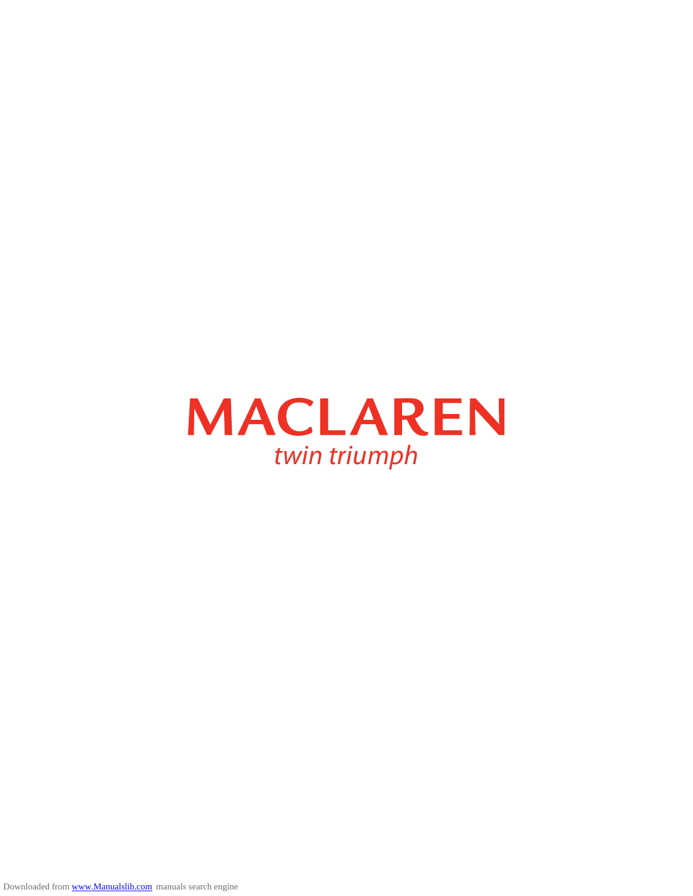# MACLAREN

*twin triumph*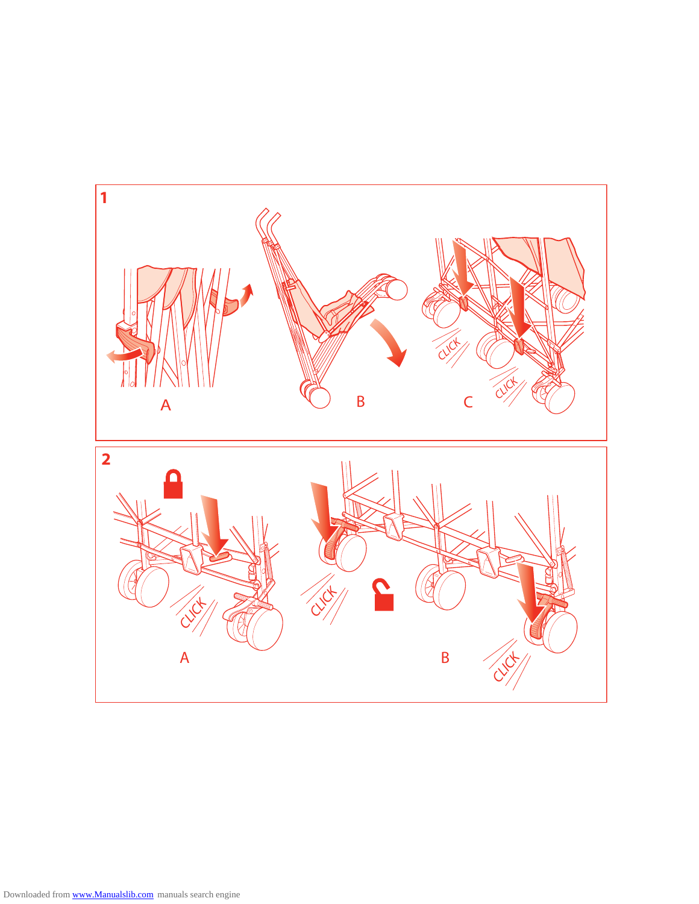1

A B C

2

A B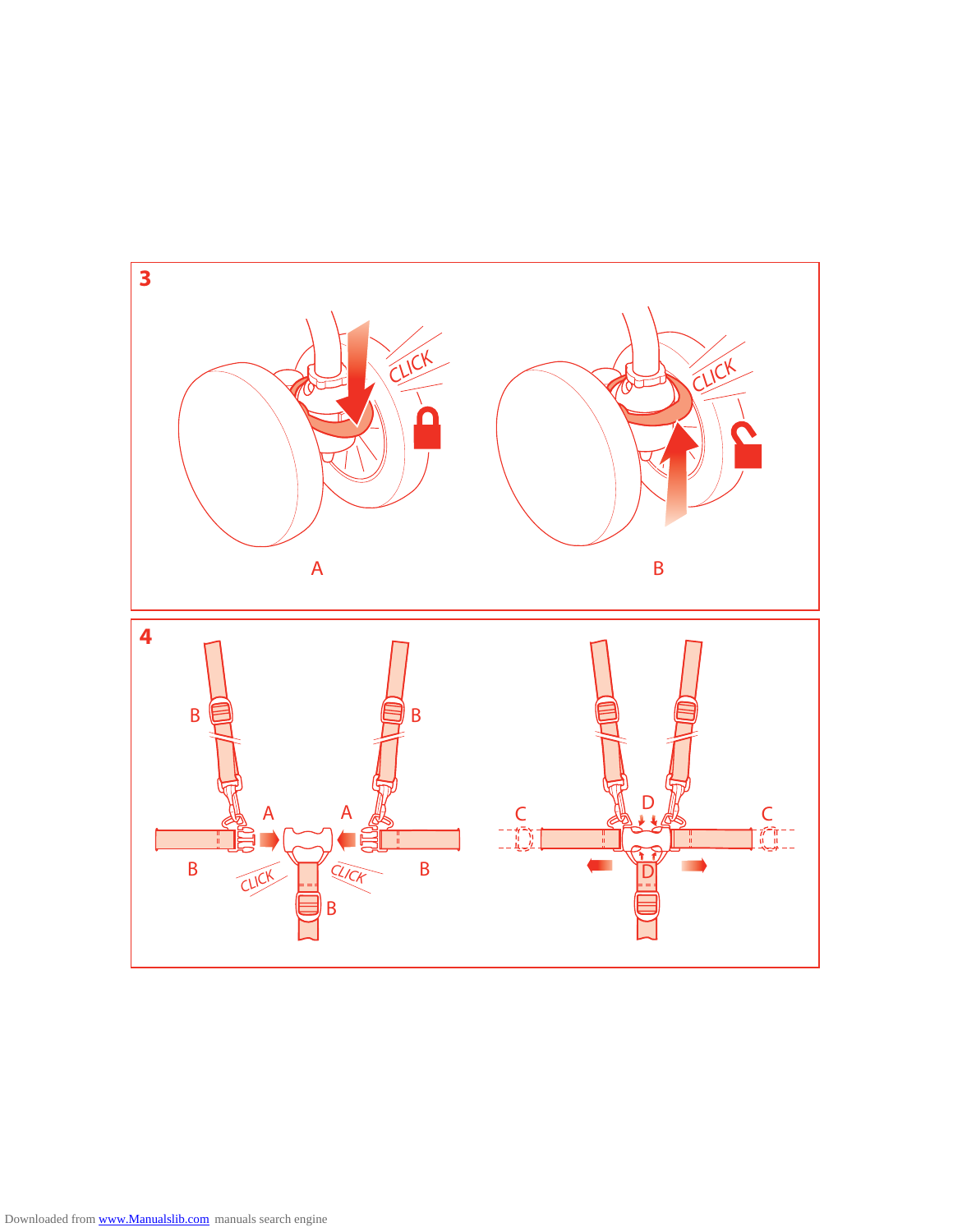3

A

B

4

B B A A B B B

C C D D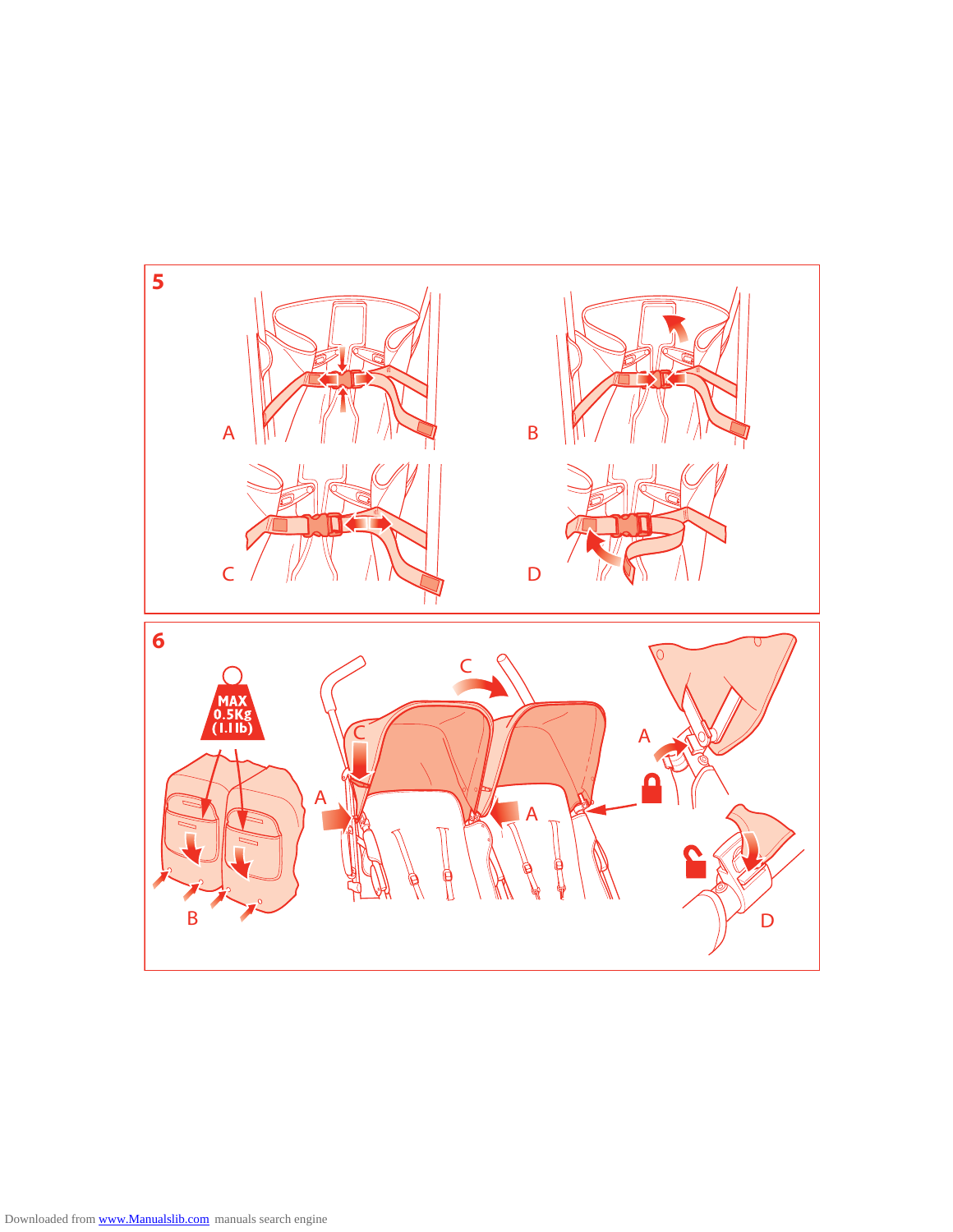5

A

B

C

D

6

MAX 0.5Kg (1.1lb)

B

C

A

A

C

A

D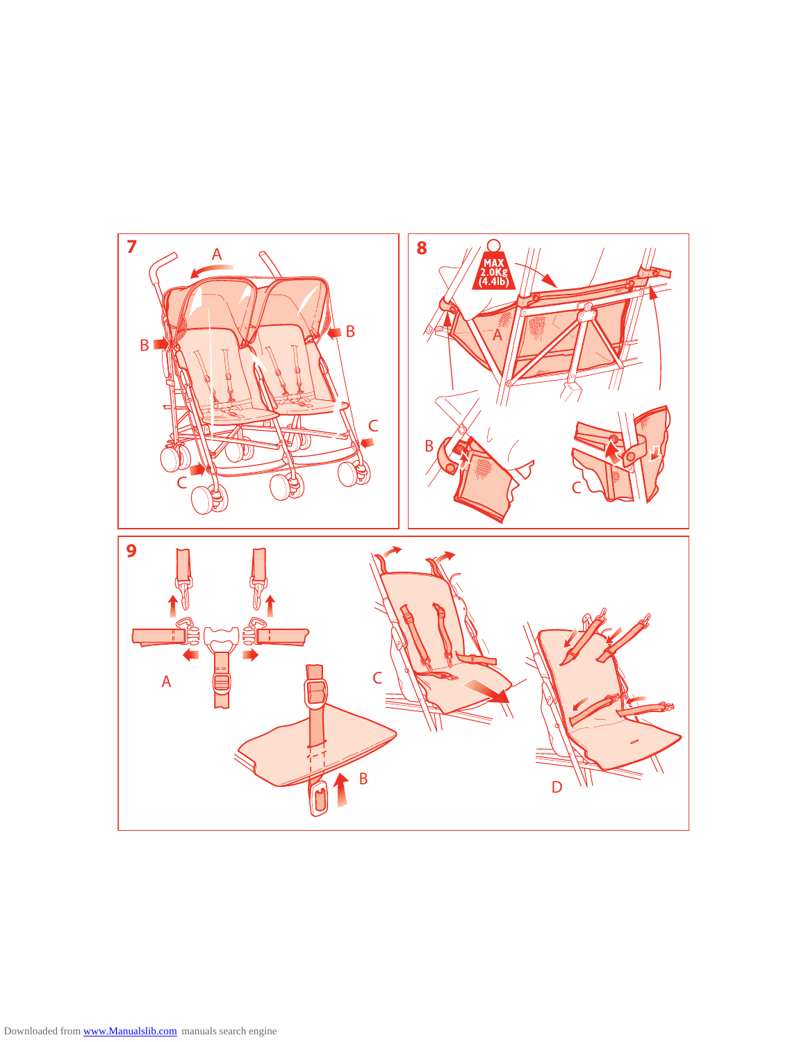7

8

MAX
2.0Kg
(4.4lb)

9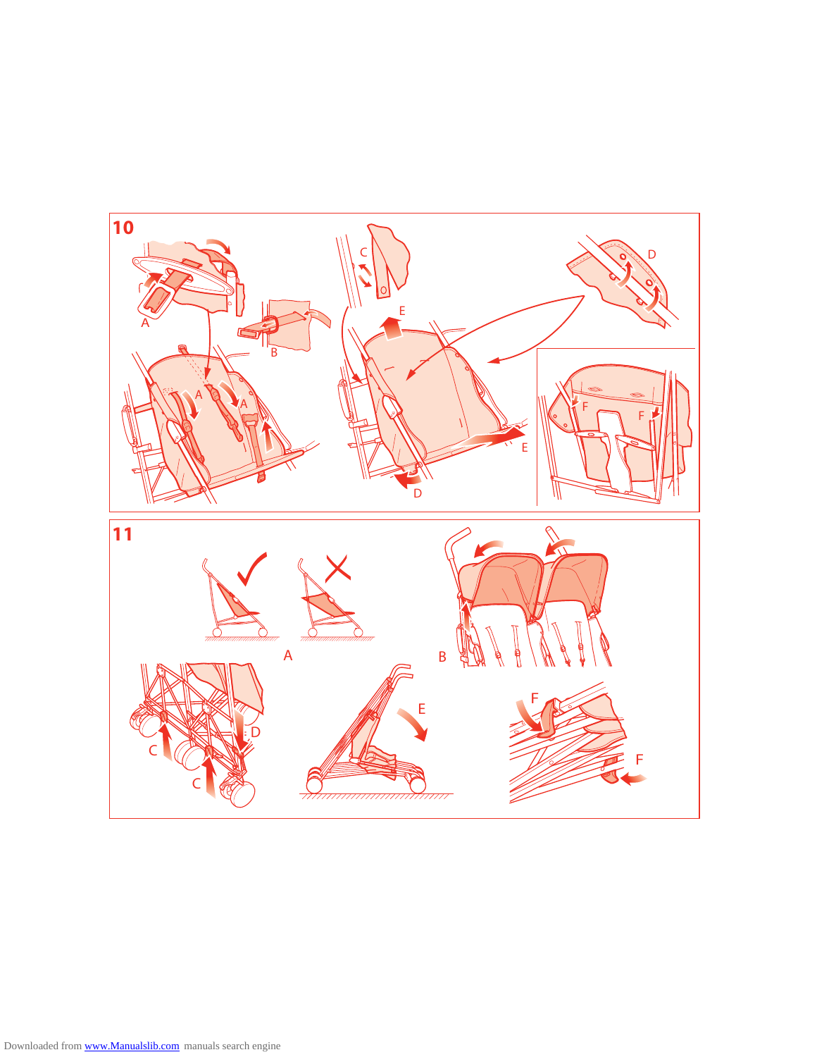**10**

**11**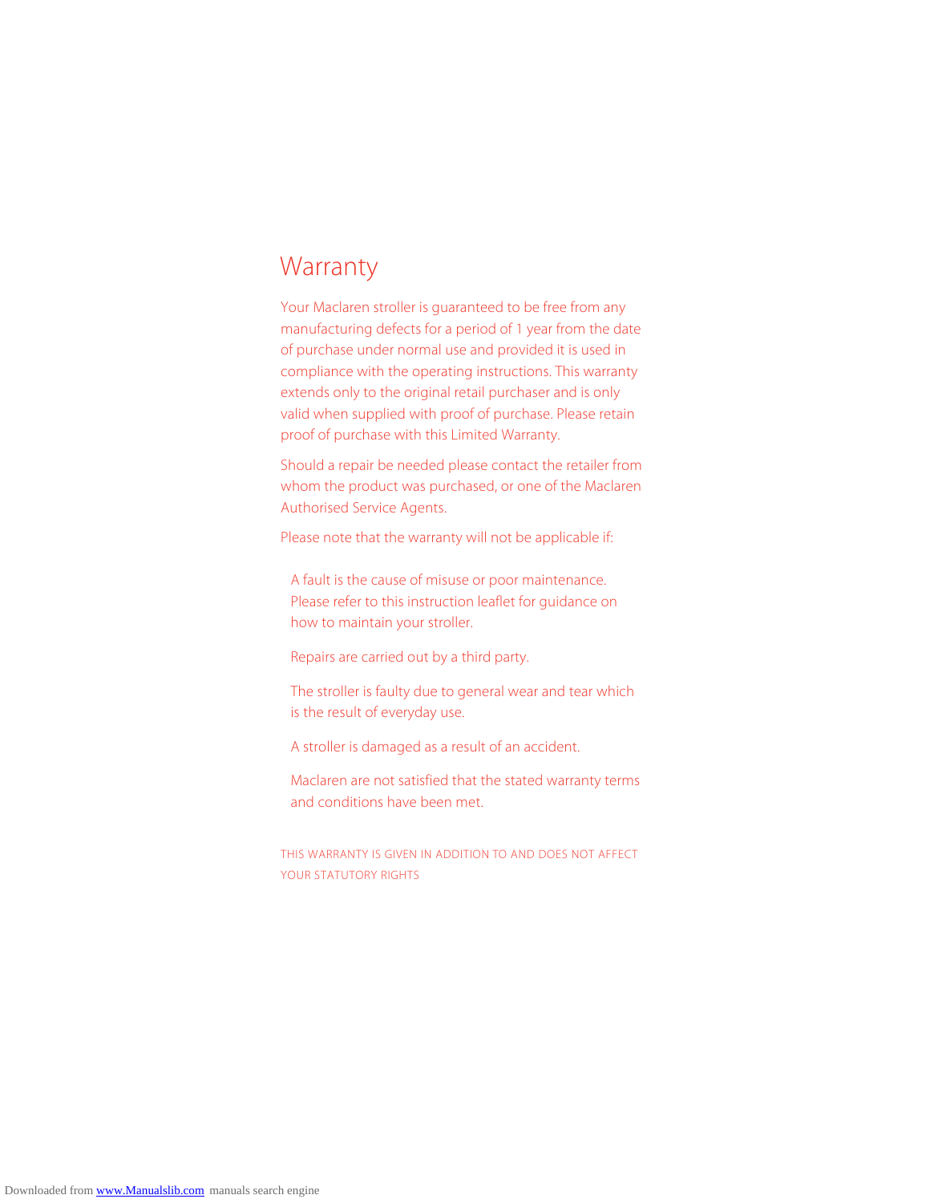# Warranty

Your Maclaren stroller is guaranteed to be free from any manufacturing defects for a period of 1 year from the date of purchase under normal use and provided it is used in compliance with the operating instructions. This warranty extends only to the original retail purchaser and is only valid when supplied with proof of purchase. Please retain proof of purchase with this Limited Warranty.

Should a repair be needed please contact the retailer from whom the product was purchased, or one of the Maclaren Authorised Service Agents.

Please note that the warranty will not be applicable if:

- A fault is the cause of misuse or poor maintenance. Please refer to this instruction leaflet for guidance on how to maintain your stroller.
- Repairs are carried out by a third party.
- The stroller is faulty due to general wear and tear which is the result of everyday use.
- A stroller is damaged as a result of an accident.
- Maclaren are not satisfied that the stated warranty terms and conditions have been met.

THIS WARRANTY IS GIVEN IN ADDITION TO AND DOES NOT AFFECT YOUR STATUTORY RIGHTS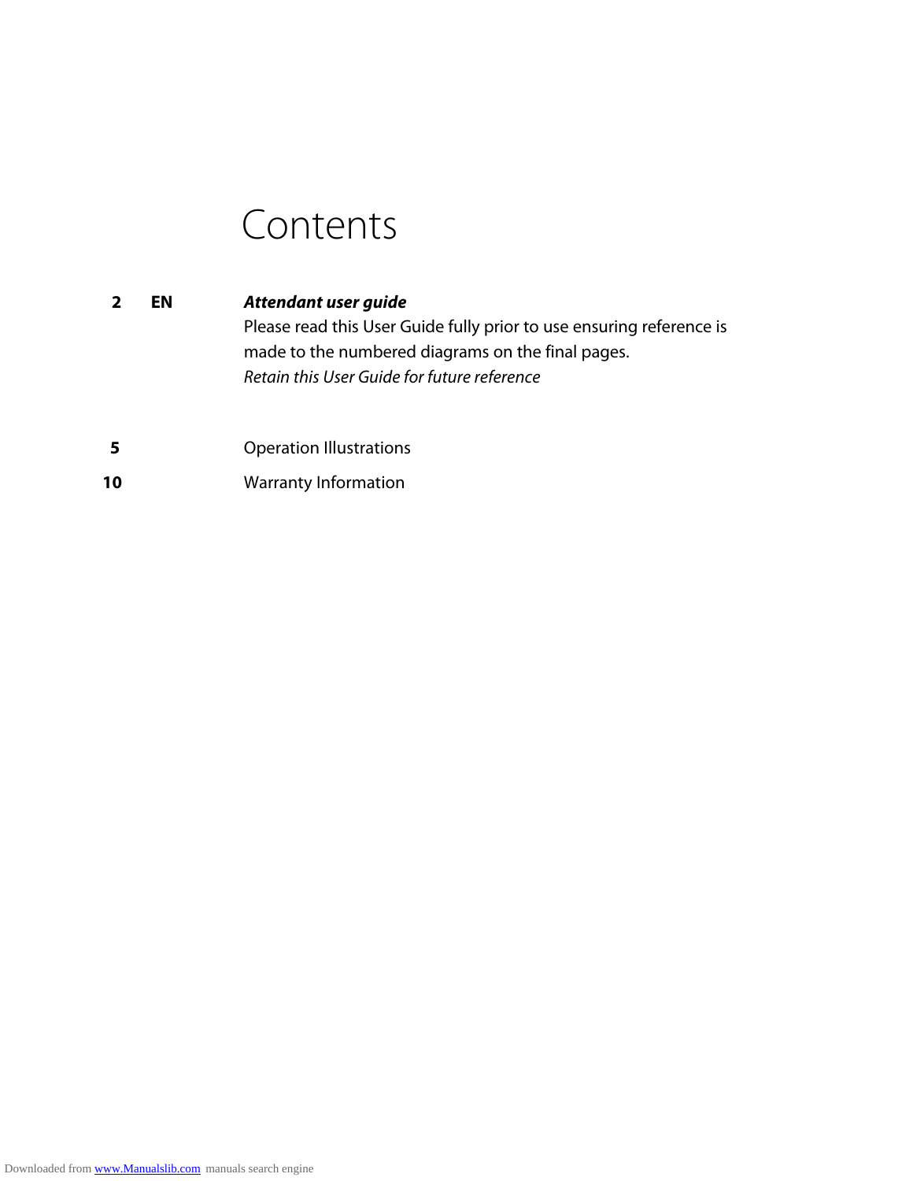# Contents

| | | |
|---|---|---|
| **2** | **EN** | ***Attendant user guide***<br>Please read this User Guide fully prior to use ensuring reference is made to the numbered diagrams on the final pages.<br>*Retain this User Guide for future reference* |
| **5** | | Operation Illustrations |
| **10** | | Warranty Information |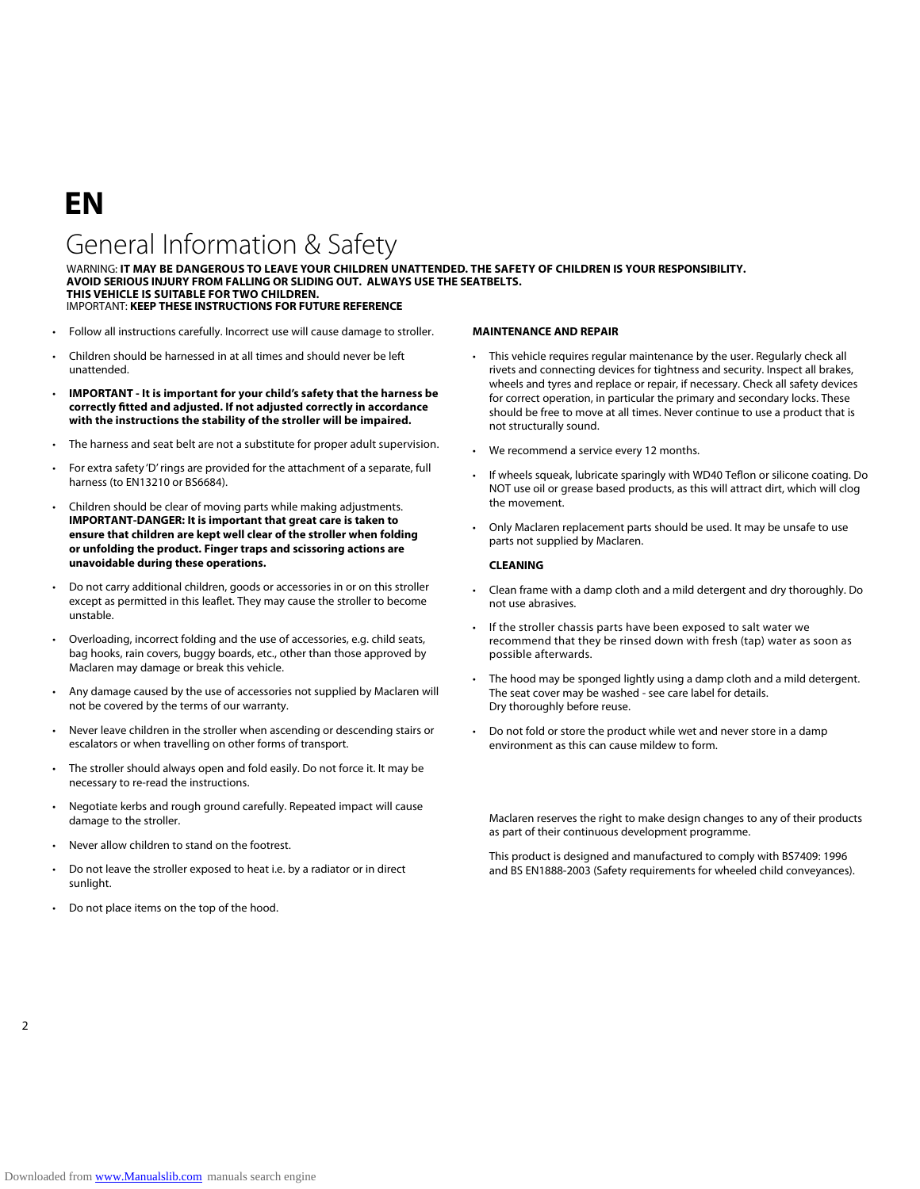# EN

## General Information & Safety

WARNING: **IT MAY BE DANGEROUS TO LEAVE YOUR CHILDREN UNATTENDED. THE SAFETY OF CHILDREN IS YOUR RESPONSIBILITY. AVOID SERIOUS INJURY FROM FALLING OR SLIDING OUT. ALWAYS USE THE SEATBELTS. THIS VEHICLE IS SUITABLE FOR TWO CHILDREN.**
IMPORTANT: **KEEP THESE INSTRUCTIONS FOR FUTURE REFERENCE**

- Follow all instructions carefully. Incorrect use will cause damage to stroller.
- Children should be harnessed in at all times and should never be left unattended.
- **IMPORTANT - It is important for your child's safety that the harness be correctly fitted and adjusted. If not adjusted correctly in accordance with the instructions the stability of the stroller will be impaired.**
- The harness and seat belt are not a substitute for proper adult supervision.
- For extra safety 'D' rings are provided for the attachment of a separate, full harness (to EN13210 or BS6684).
- Children should be clear of moving parts while making adjustments. **IMPORTANT-DANGER: It is important that great care is taken to ensure that children are kept well clear of the stroller when folding or unfolding the product. Finger traps and scissoring actions are unavoidable during these operations.**
- Do not carry additional children, goods or accessories in or on this stroller except as permitted in this leaflet. They may cause the stroller to become unstable.
- Overloading, incorrect folding and the use of accessories, e.g. child seats, bag hooks, rain covers, buggy boards, etc., other than those approved by Maclaren may damage or break this vehicle.
- Any damage caused by the use of accessories not supplied by Maclaren will not be covered by the terms of our warranty.
- Never leave children in the stroller when ascending or descending stairs or escalators or when travelling on other forms of transport.
- The stroller should always open and fold easily. Do not force it. It may be necessary to re-read the instructions.
- Negotiate kerbs and rough ground carefully. Repeated impact will cause damage to the stroller.
- Never allow children to stand on the footrest.
- Do not leave the stroller exposed to heat i.e. by a radiator or in direct sunlight.
- Do not place items on the top of the hood.

**MAINTENANCE AND REPAIR**

- This vehicle requires regular maintenance by the user. Regularly check all rivets and connecting devices for tightness and security. Inspect all brakes, wheels and tyres and replace or repair, if necessary. Check all safety devices for correct operation, in particular the primary and secondary locks. These should be free to move at all times. Never continue to use a product that is not structurally sound.
- We recommend a service every 12 months.
- If wheels squeak, lubricate sparingly with WD40 Teflon or silicone coating. Do NOT use oil or grease based products, as this will attract dirt, which will clog the movement.
- Only Maclaren replacement parts should be used. It may be unsafe to use parts not supplied by Maclaren.

**CLEANING**

- Clean frame with a damp cloth and a mild detergent and dry thoroughly. Do not use abrasives.
- If the stroller chassis parts have been exposed to salt water we recommend that they be rinsed down with fresh (tap) water as soon as possible afterwards.
- The hood may be sponged lightly using a damp cloth and a mild detergent. The seat cover may be washed - see care label for details. Dry thoroughly before reuse.
- Do not fold or store the product while wet and never store in a damp environment as this can cause mildew to form.

Maclaren reserves the right to make design changes to any of their products as part of their continuous development programme.

This product is designed and manufactured to comply with BS7409: 1996 and BS EN1888-2003 (Safety requirements for wheeled child conveyances).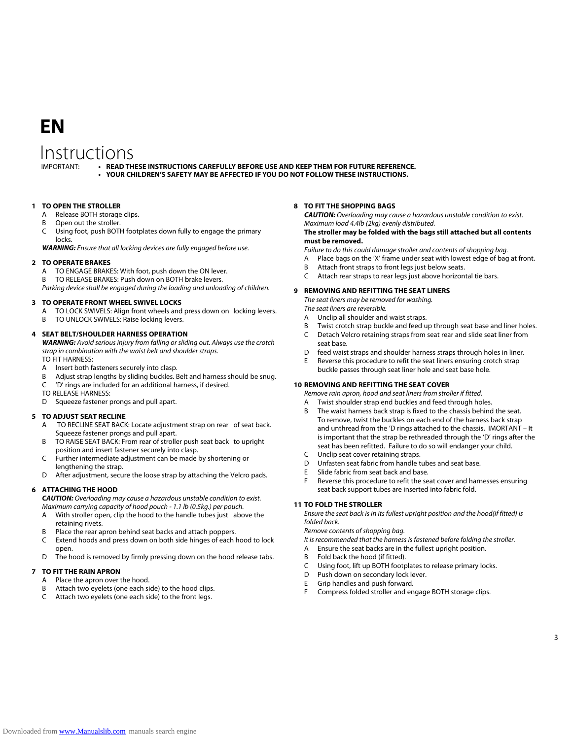# EN

## Instructions

IMPORTANT:
- **READ THESE INSTRUCTIONS CAREFULLY BEFORE USE AND KEEP THEM FOR FUTURE REFERENCE.**
- **YOUR CHILDREN'S SAFETY MAY BE AFFECTED IF YOU DO NOT FOLLOW THESE INSTRUCTIONS.**

### 1 TO OPEN THE STROLLER

A Release BOTH storage clips.
B Open out the stroller.
C Using foot, push BOTH footplates down fully to engage the primary locks.

***WARNING:*** *Ensure that all locking devices are fully engaged before use.*

### 2 TO OPERATE BRAKES

A TO ENGAGE BRAKES: With foot, push down the ON lever.
B TO RELEASE BRAKES: Push down on BOTH brake levers.

*Parking device shall be engaged during the loading and unloading of children.*

### 3 TO OPERATE FRONT WHEEL SWIVEL LOCKS

A TO LOCK SWIVELS: Align front wheels and press down on locking levers.
B TO UNLOCK SWIVELS: Raise locking levers.

### 4 SEAT BELT/SHOULDER HARNESS OPERATION

***WARNING:*** *Avoid serious injury from falling or sliding out. Always use the crotch strap in combination with the waist belt and shoulder straps.*

TO FIT HARNESS:

A Insert both fasteners securely into clasp.
B Adjust strap lengths by sliding buckles. Belt and harness should be snug.
C 'D' rings are included for an additional harness, if desired.

TO RELEASE HARNESS:

D Squeeze fastener prongs and pull apart.

### 5 TO ADJUST SEAT RECLINE

A TO RECLINE SEAT BACK: Locate adjustment strap on rear of seat back. Squeeze fastener prongs and pull apart.
B TO RAISE SEAT BACK: From rear of stroller push seat back to upright position and insert fastener securely into clasp.
C Further intermediate adjustment can be made by shortening or lengthening the strap.
D After adjustment, secure the loose strap by attaching the Velcro pads.

### 6 ATTACHING THE HOOD

***CAUTION:*** *Overloading may cause a hazardous unstable condition to exist. Maximum carrying capacity of hood pouch - 1.1 lb (0.5kg.) per pouch.*

A With stroller open, clip the hood to the handle tubes just above the retaining rivets.
B Place the rear apron behind seat backs and attach poppers.
C Extend hoods and press down on both side hinges of each hood to lock open.
D The hood is removed by firmly pressing down on the hood release tabs.

### 7 TO FIT THE RAIN APRON

A Place the apron over the hood.
B Attach two eyelets (one each side) to the hood clips.
C Attach two eyelets (one each side) to the front legs.

### 8 TO FIT THE SHOPPING BAGS

***CAUTION:*** *Overloading may cause a hazardous unstable condition to exist. Maximum load 4.4lb (2kg) evenly distributed.*

**The stroller may be folded with the bags still attached but all contents must be removed.**

*Failure to do this could damage stroller and contents of shopping bag.*

A Place bags on the 'X' frame under seat with lowest edge of bag at front.
B Attach front straps to front legs just below seats.
C Attach rear straps to rear legs just above horizontal tie bars.

### 9 REMOVING AND REFITTING THE SEAT LINERS

*The seat liners may be removed for washing.*
*The seat liners are reversible.*

A Unclip all shoulder and waist straps.
B Twist crotch strap buckle and feed up through seat base and liner holes.
C Detach Velcro retaining straps from seat rear and slide seat liner from seat base.
D feed waist straps and shoulder harness straps through holes in liner.
E Reverse this procedure to refit the seat liners ensuring crotch strap buckle passes through seat liner hole and seat base hole.

### 10 REMOVING AND REFITTING THE SEAT COVER

*Remove rain apron, hood and seat liners from stroller if fitted.*

A Twist shoulder strap end buckles and feed through holes.
B The waist harness back strap is fixed to the chassis behind the seat. To remove, twist the buckles on each end of the harness back strap and unthread from the 'D rings attached to the chassis. IMORTANT – It is important that the strap be rethreaded through the 'D' rings after the seat has been refitted. Failure to do so will endanger your child.
C Unclip seat cover retaining straps.
D Unfasten seat fabric from handle tubes and seat base.
E Slide fabric from seat back and base.
F Reverse this procedure to refit the seat cover and harnesses ensuring seat back support tubes are inserted into fabric fold.

### 11 TO FOLD THE STROLLER

*Ensure the seat back is in its fullest upright position and the hood(if fitted) is folded back.*

*Remove contents of shopping bag.*

*It is recommended that the harness is fastened before folding the stroller.*

A Ensure the seat backs are in the fullest upright position.
B Fold back the hood (if fitted).
C Using foot, lift up BOTH footplates to release primary locks.
D Push down on secondary lock lever.
E Grip handles and push forward.
F Compress folded stroller and engage BOTH storage clips.